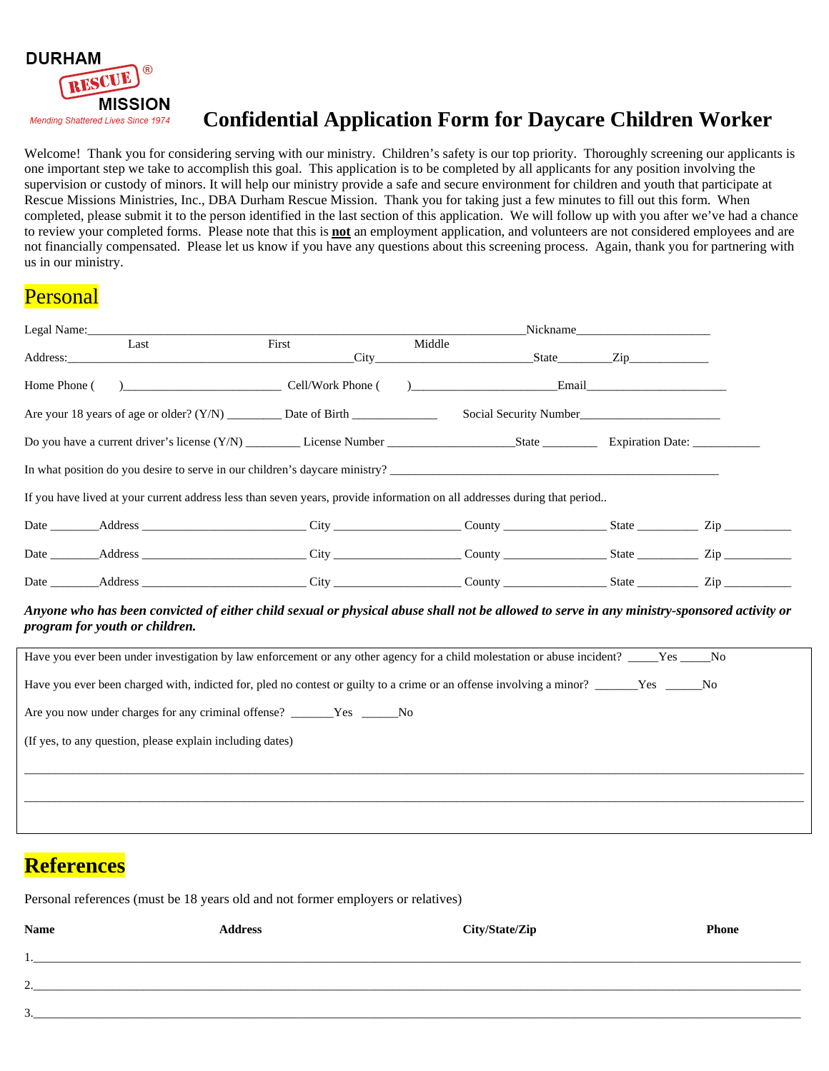DURHAM RESCUE® MISSION

*Mending Shattered Lives Since 1974*

# Confidential Application Form for Daycare Children Worker

Welcome! Thank you for considering serving with our ministry. Children's safety is our top priority. Thoroughly screening our applicants is one important step we take to accomplish this goal. This application is to be completed by all applicants for any position involving the supervision or custody of minors. It will help our ministry provide a safe and secure environment for children and youth that participate at Rescue Missions Ministries, Inc., DBA Durham Rescue Mission. Thank you for taking just a few minutes to fill out this form. When completed, please submit it to the person identified in the last section of this application. We will follow up with you after we've had a chance to review your completed forms. Please note that this is **not** an employment application, and volunteers are not considered employees and are not financially compensated. Please let us know if you have any questions about this screening process. Again, thank you for partnering with us in our ministry.

## Personal

Legal Name:_______________________________________________Nickname____________________
Last First Middle

Address:_________________________________City_____________________State________Zip____________

Home Phone ( )______________________ Cell/Work Phone ( )____________________Email____________________

Are your 18 years of age or older? (Y/N) ________ Date of Birth _____________ Social Security Number_____________________

Do you have a current driver's license (Y/N) ________ License Number __________________State ________ Expiration Date: __________

In what position do you desire to serve in our children's daycare ministry? ________________________________________________

If you have lived at your current address less than seven years, provide information on all addresses during that period..

Date _______Address ________________________ City __________________ County ______________ State _________ Zip __________

Date _______Address ________________________ City __________________ County ______________ State _________ Zip __________

Date _______Address ________________________ City __________________ County ______________ State _________ Zip __________

***Anyone who has been convicted of either child sexual or physical abuse shall not be allowed to serve in any ministry-sponsored activity or program for youth or children.***

Have you ever been under investigation by law enforcement or any other agency for a child molestation or abuse incident? _____Yes _____No

Have you ever been charged with, indicted for, pled no contest or guilty to a crime or an offense involving a minor? _______Yes ______No

Are you now under charges for any criminal offense? _______Yes ______No

(If yes, to any question, please explain including dates)

______________________________________________________________________________________________

______________________________________________________________________________________________

## References

Personal references (must be 18 years old and not former employers or relatives)

| Name | Address | City/State/Zip | Phone |
|---|---|---|---|
| 1. | | | |
| 2. | | | |
| 3. | | | |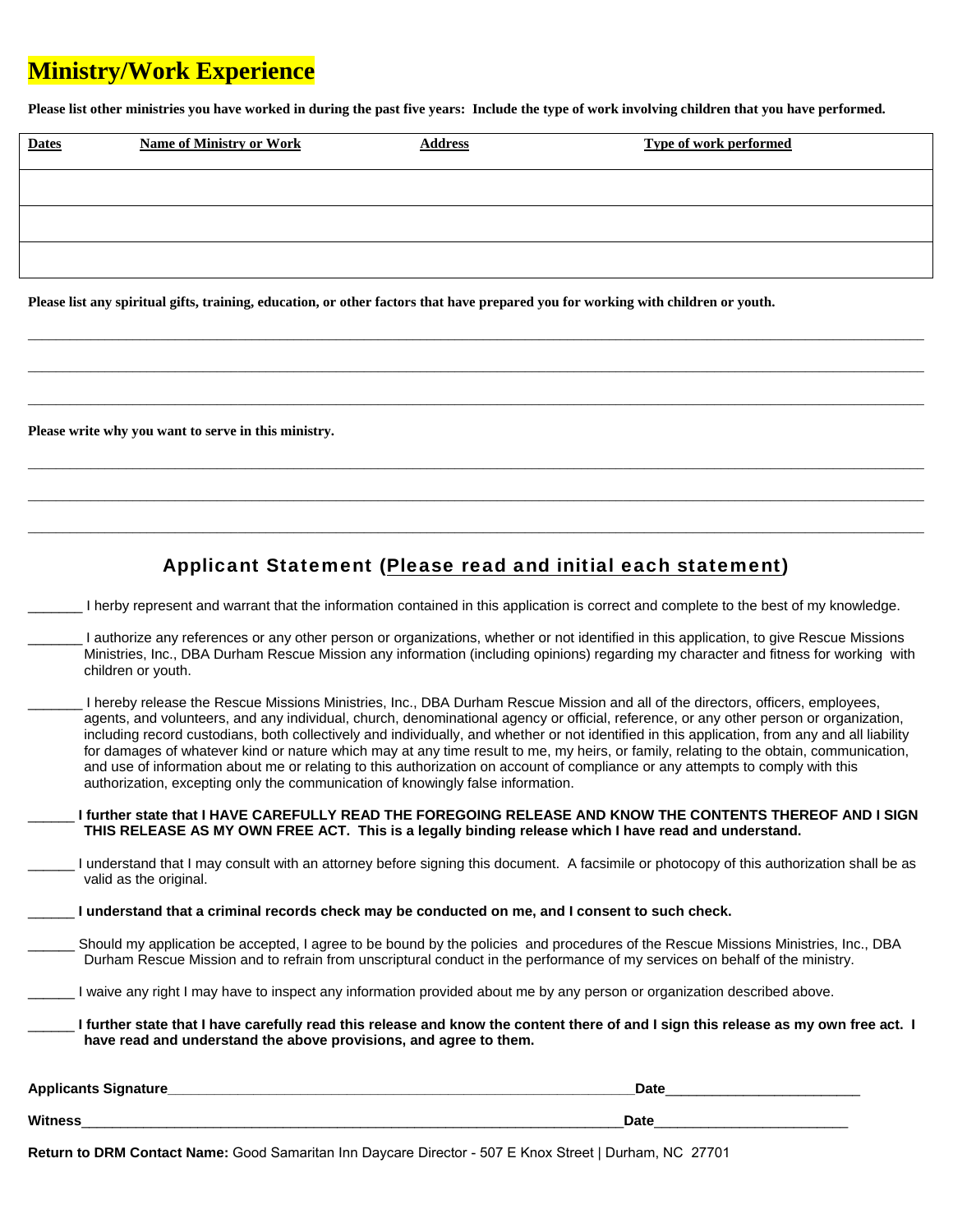# Ministry/Work Experience

**Please list other ministries you have worked in during the past five years: Include the type of work involving children that you have performed.**

| Dates | Name of Ministry or Work | Address | Type of work performed |
|---|---|---|---|
| | | | |
| | | | |
| | | | |

**Please list any spiritual gifts, training, education, or other factors that have prepared you for working with children or youth.**

\_\_\_\_\_\_\_\_\_\_\_\_\_\_\_\_\_\_\_\_\_\_\_\_\_\_\_\_\_\_\_\_\_\_\_\_\_\_\_\_\_\_\_\_\_\_\_\_\_\_\_\_\_\_\_\_\_\_\_\_\_\_\_\_\_\_\_\_\_\_\_\_\_\_\_\_

\_\_\_\_\_\_\_\_\_\_\_\_\_\_\_\_\_\_\_\_\_\_\_\_\_\_\_\_\_\_\_\_\_\_\_\_\_\_\_\_\_\_\_\_\_\_\_\_\_\_\_\_\_\_\_\_\_\_\_\_\_\_\_\_\_\_\_\_\_\_\_\_\_\_\_\_

\_\_\_\_\_\_\_\_\_\_\_\_\_\_\_\_\_\_\_\_\_\_\_\_\_\_\_\_\_\_\_\_\_\_\_\_\_\_\_\_\_\_\_\_\_\_\_\_\_\_\_\_\_\_\_\_\_\_\_\_\_\_\_\_\_\_\_\_\_\_\_\_\_\_\_\_

**Please write why you want to serve in this ministry.**

\_\_\_\_\_\_\_\_\_\_\_\_\_\_\_\_\_\_\_\_\_\_\_\_\_\_\_\_\_\_\_\_\_\_\_\_\_\_\_\_\_\_\_\_\_\_\_\_\_\_\_\_\_\_\_\_\_\_\_\_\_\_\_\_\_\_\_\_\_\_\_\_\_\_\_\_

\_\_\_\_\_\_\_\_\_\_\_\_\_\_\_\_\_\_\_\_\_\_\_\_\_\_\_\_\_\_\_\_\_\_\_\_\_\_\_\_\_\_\_\_\_\_\_\_\_\_\_\_\_\_\_\_\_\_\_\_\_\_\_\_\_\_\_\_\_\_\_\_\_\_\_\_

\_\_\_\_\_\_\_\_\_\_\_\_\_\_\_\_\_\_\_\_\_\_\_\_\_\_\_\_\_\_\_\_\_\_\_\_\_\_\_\_\_\_\_\_\_\_\_\_\_\_\_\_\_\_\_\_\_\_\_\_\_\_\_\_\_\_\_\_\_\_\_\_\_\_\_\_

## Applicant Statement (Please read and initial each statement)

\_\_\_\_\_\_\_ I herby represent and warrant that the information contained in this application is correct and complete to the best of my knowledge.

\_\_\_\_\_\_\_ I authorize any references or any other person or organizations, whether or not identified in this application, to give Rescue Missions Ministries, Inc., DBA Durham Rescue Mission any information (including opinions) regarding my character and fitness for working with children or youth.

\_\_\_\_\_\_\_ I hereby release the Rescue Missions Ministries, Inc., DBA Durham Rescue Mission and all of the directors, officers, employees, agents, and volunteers, and any individual, church, denominational agency or official, reference, or any other person or organization, including record custodians, both collectively and individually, and whether or not identified in this application, from any and all liability for damages of whatever kind or nature which may at any time result to me, my heirs, or family, relating to the obtain, communication, and use of information about me or relating to this authorization on account of compliance or any attempts to comply with this authorization, excepting only the communication of knowingly false information.

\_\_\_\_\_\_ **I further state that I HAVE CAREFULLY READ THE FOREGOING RELEASE AND KNOW THE CONTENTS THEREOF AND I SIGN THIS RELEASE AS MY OWN FREE ACT. This is a legally binding release which I have read and understand.**

\_\_\_\_\_\_ I understand that I may consult with an attorney before signing this document. A facsimile or photocopy of this authorization shall be as valid as the original.

\_\_\_\_\_\_ **I understand that a criminal records check may be conducted on me, and I consent to such check.**

\_\_\_\_\_\_ Should my application be accepted, I agree to be bound by the policies and procedures of the Rescue Missions Ministries, Inc., DBA Durham Rescue Mission and to refrain from unscriptural conduct in the performance of my services on behalf of the ministry.

\_\_\_\_\_\_ I waive any right I may have to inspect any information provided about me by any person or organization described above.

\_\_\_\_\_\_ **I further state that I have carefully read this release and know the content there of and I sign this release as my own free act. I have read and understand the above provisions, and agree to them.**

**Applicants Signature**\_\_\_\_\_\_\_\_\_\_\_\_\_\_\_\_\_\_\_\_\_\_\_\_\_\_\_\_\_\_\_\_\_\_\_\_\_\_\_\_\_\_\_\_\_\_\_\_**Date**\_\_\_\_\_\_\_\_\_\_\_\_\_\_\_\_\_\_\_\_\_\_

**Witness**\_\_\_\_\_\_\_\_\_\_\_\_\_\_\_\_\_\_\_\_\_\_\_\_\_\_\_\_\_\_\_\_\_\_\_\_\_\_\_\_\_\_\_\_\_\_\_\_\_\_\_\_\_\_\_\_\_\_\_\_\_**Date**\_\_\_\_\_\_\_\_\_\_\_\_\_\_\_\_\_\_\_\_\_\_

**Return to DRM Contact Name:** Good Samaritan Inn Daycare Director - 507 E Knox Street | Durham, NC 27701